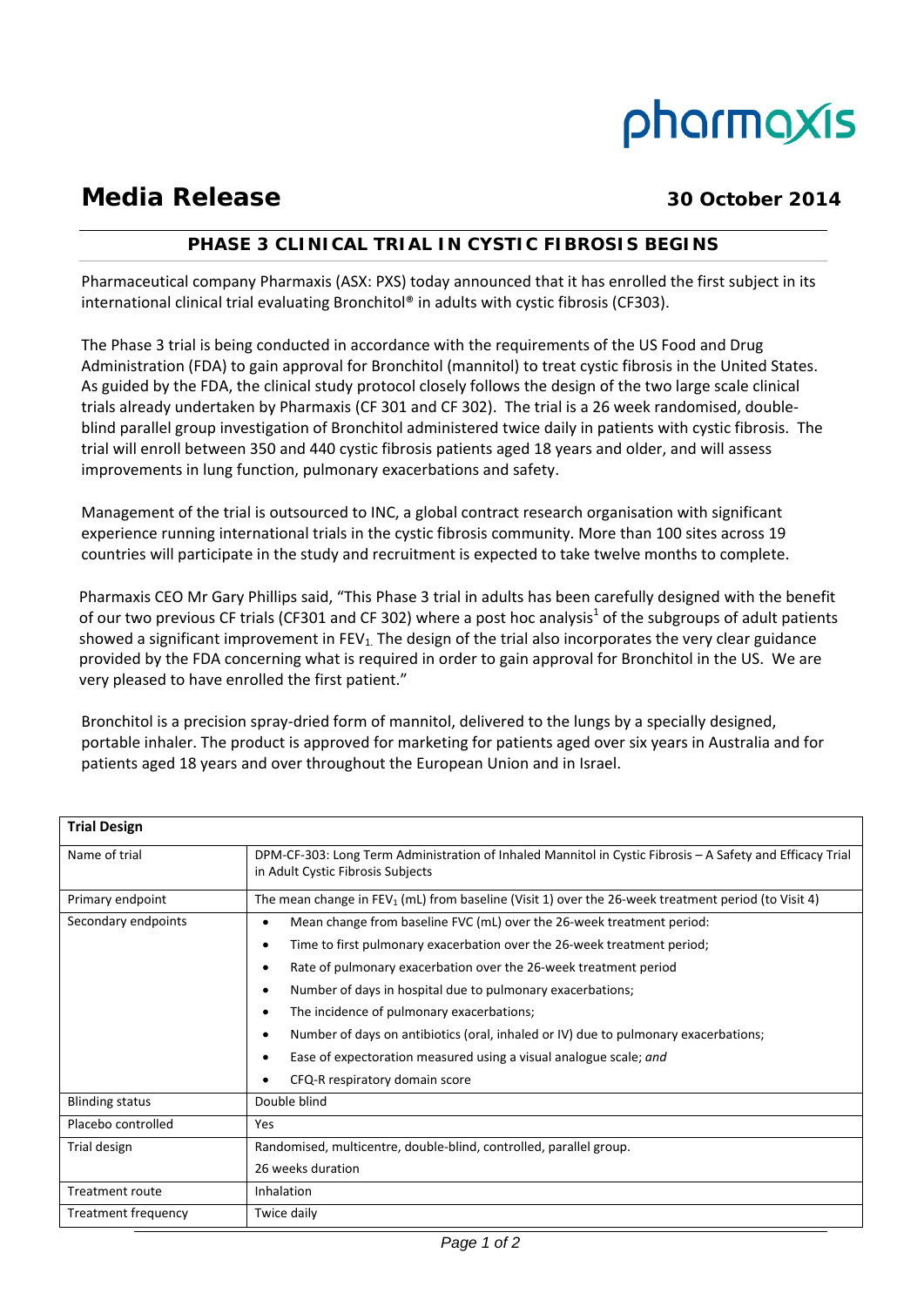pharmaxis

# Media Release

**30 October 2014**

## PHASE 3 CLINICAL TRIAL IN CYSTIC FIBROSIS BEGINS

Pharmaceutical company Pharmaxis (ASX: PXS) today announced that it has enrolled the first subject in its international clinical trial evaluating Bronchitol® in adults with cystic fibrosis (CF303).

The Phase 3 trial is being conducted in accordance with the requirements of the US Food and Drug Administration (FDA) to gain approval for Bronchitol (mannitol) to treat cystic fibrosis in the United States. As guided by the FDA, the clinical study protocol closely follows the design of the two large scale clinical trials already undertaken by Pharmaxis (CF 301 and CF 302). The trial is a 26 week randomised, double-blind parallel group investigation of Bronchitol administered twice daily in patients with cystic fibrosis. The trial will enroll between 350 and 440 cystic fibrosis patients aged 18 years and older, and will assess improvements in lung function, pulmonary exacerbations and safety.

Management of the trial is outsourced to INC, a global contract research organisation with significant experience running international trials in the cystic fibrosis community. More than 100 sites across 19 countries will participate in the study and recruitment is expected to take twelve months to complete.

Pharmaxis CEO Mr Gary Phillips said, "This Phase 3 trial in adults has been carefully designed with the benefit of our two previous CF trials (CF301 and CF 302) where a post hoc analysis[1] of the subgroups of adult patients showed a significant improvement in $FEV_1$. The design of the trial also incorporates the very clear guidance provided by the FDA concerning what is required in order to gain approval for Bronchitol in the US. We are very pleased to have enrolled the first patient."

Bronchitol is a precision spray-dried form of mannitol, delivered to the lungs by a specially designed, portable inhaler. The product is approved for marketing for patients aged over six years in Australia and for patients aged 18 years and over throughout the European Union and in Israel.

| **Trial Design** | |
|---|---|
| Name of trial | DPM-CF-303: Long Term Administration of Inhaled Mannitol in Cystic Fibrosis – A Safety and Efficacy Trial in Adult Cystic Fibrosis Subjects |
| Primary endpoint | The mean change in $FEV_1$ (mL) from baseline (Visit 1) over the 26-week treatment period (to Visit 4) |
| Secondary endpoints | • Mean change from baseline FVC (mL) over the 26-week treatment period:<br>• Time to first pulmonary exacerbation over the 26-week treatment period;<br>• Rate of pulmonary exacerbation over the 26-week treatment period<br>• Number of days in hospital due to pulmonary exacerbations;<br>• The incidence of pulmonary exacerbations;<br>• Number of days on antibiotics (oral, inhaled or IV) due to pulmonary exacerbations;<br>• Ease of expectoration measured using a visual analogue scale; *and*<br>• CFQ-R respiratory domain score |
| Blinding status | Double blind |
| Placebo controlled | Yes |
| Trial design | Randomised, multicentre, double-blind, controlled, parallel group.<br>26 weeks duration |
| Treatment route | Inhalation |
| Treatment frequency | Twice daily |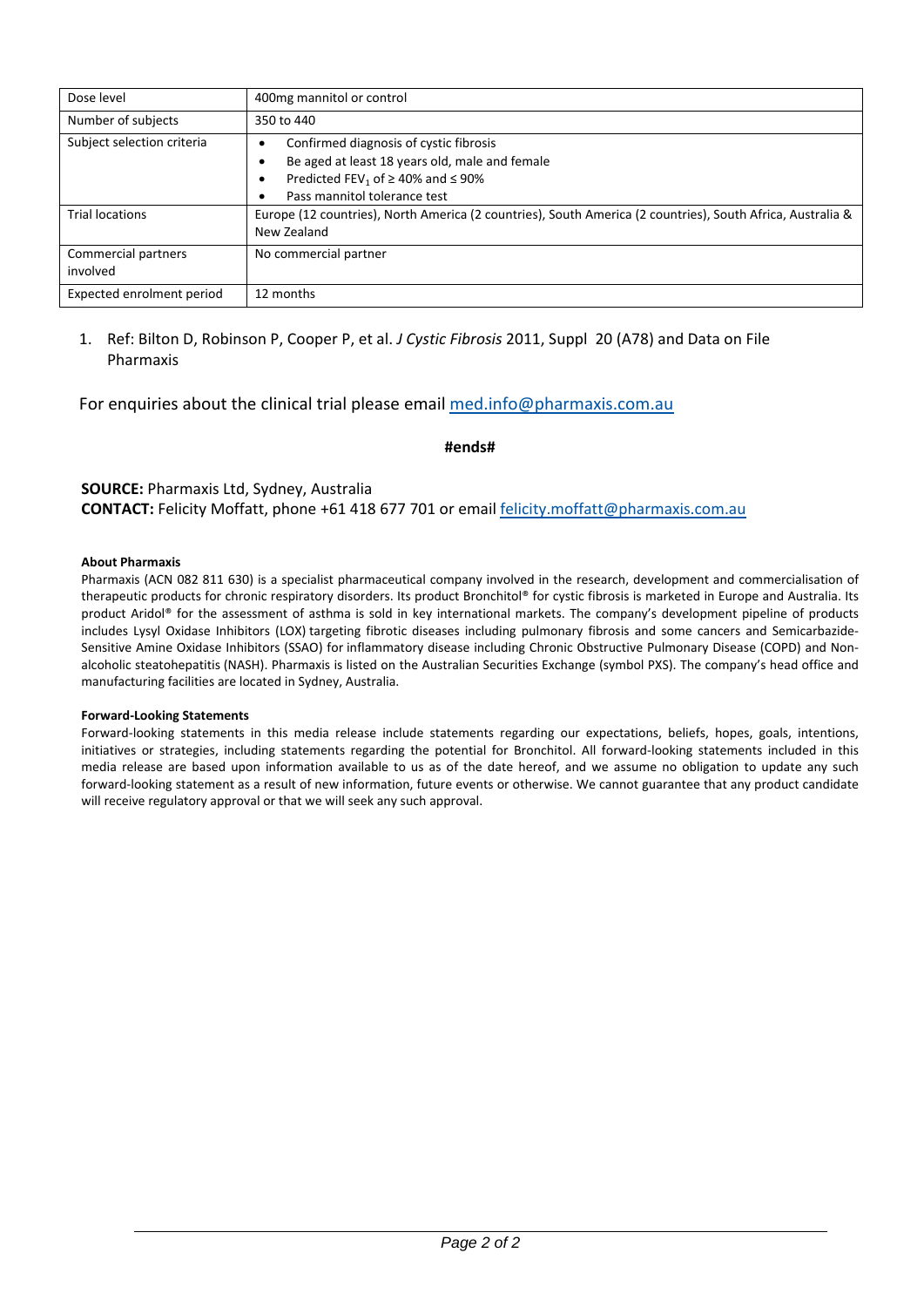| | |
|---|---|
| Dose level | 400mg mannitol or control |
| Number of subjects | 350 to 440 |
| Subject selection criteria | • Confirmed diagnosis of cystic fibrosis<br>• Be aged at least 18 years old, male and female<br>• Predicted $FEV_1$ of ≥ 40% and ≤ 90%<br>• Pass mannitol tolerance test |
| Trial locations | Europe (12 countries), North America (2 countries), South America (2 countries), South Africa, Australia & New Zealand |
| Commercial partners involved | No commercial partner |
| Expected enrolment period | 12 months |

1. Ref: Bilton D, Robinson P, Cooper P, et al. *J Cystic Fibrosis* 2011, Suppl 20 (A78) and Data on File Pharmaxis

For enquiries about the clinical trial please email med.info@pharmaxis.com.au

**#ends#**

**SOURCE:** Pharmaxis Ltd, Sydney, Australia
**CONTACT:** Felicity Moffatt, phone +61 418 677 701 or email felicity.moffatt@pharmaxis.com.au

**About Pharmaxis**

Pharmaxis (ACN 082 811 630) is a specialist pharmaceutical company involved in the research, development and commercialisation of therapeutic products for chronic respiratory disorders. Its product Bronchitol® for cystic fibrosis is marketed in Europe and Australia. Its product Aridol® for the assessment of asthma is sold in key international markets. The company's development pipeline of products includes Lysyl Oxidase Inhibitors (LOX) targeting fibrotic diseases including pulmonary fibrosis and some cancers and Semicarbazide-Sensitive Amine Oxidase Inhibitors (SSAO) for inflammatory disease including Chronic Obstructive Pulmonary Disease (COPD) and Non-alcoholic steatohepatitis (NASH). Pharmaxis is listed on the Australian Securities Exchange (symbol PXS). The company's head office and manufacturing facilities are located in Sydney, Australia.

**Forward-Looking Statements**

Forward-looking statements in this media release include statements regarding our expectations, beliefs, hopes, goals, intentions, initiatives or strategies, including statements regarding the potential for Bronchitol. All forward-looking statements included in this media release are based upon information available to us as of the date hereof, and we assume no obligation to update any such forward-looking statement as a result of new information, future events or otherwise. We cannot guarantee that any product candidate will receive regulatory approval or that we will seek any such approval.